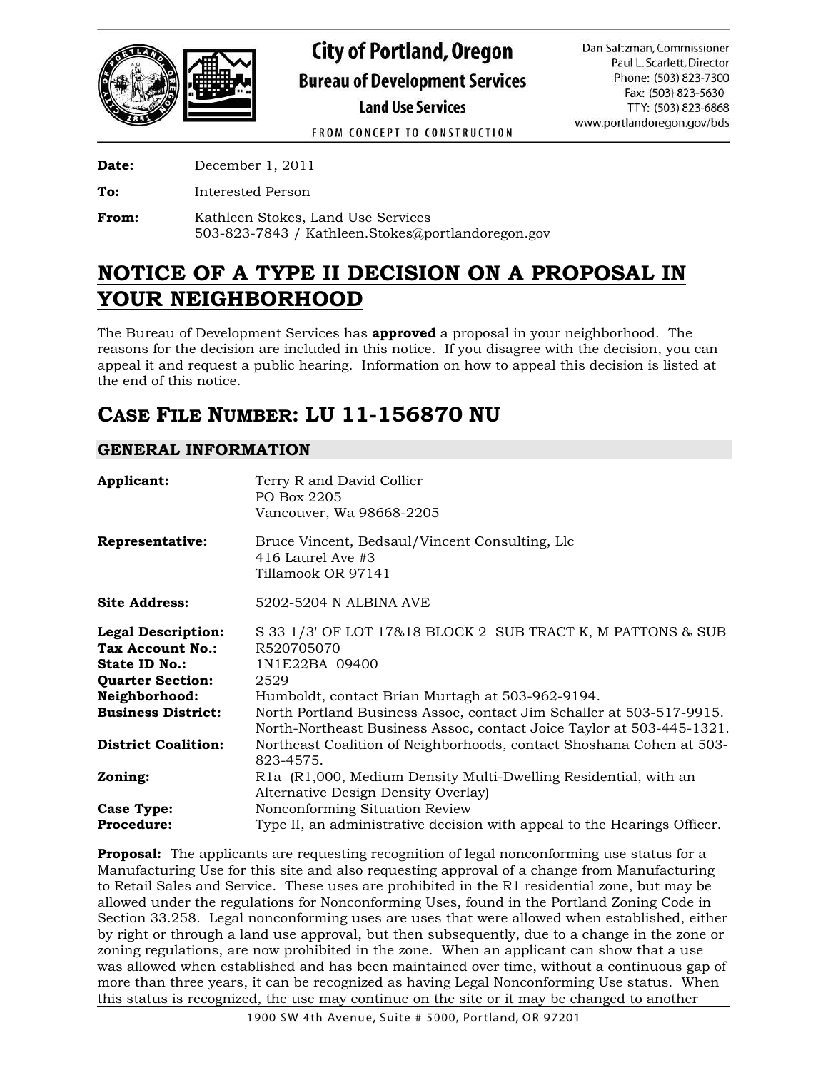# City of Portland, Oregon

**Bureau of Development Services**

**Land Use Services**

FROM CONCEPT TO CONSTRUCTION

Dan Saltzman, Commissioner
Paul L. Scarlett, Director
Phone: (503) 823-7300
Fax: (503) 823-5630
TTY: (503) 823-6868
www.portlandoregon.gov/bds

**Date:** December 1, 2011

**To:** Interested Person

**From:** Kathleen Stokes, Land Use Services
503-823-7843 / Kathleen.Stokes@portlandoregon.gov

# NOTICE OF A TYPE II DECISION ON A PROPOSAL IN YOUR NEIGHBORHOOD

The Bureau of Development Services has **approved** a proposal in your neighborhood. The reasons for the decision are included in this notice. If you disagree with the decision, you can appeal it and request a public hearing. Information on how to appeal this decision is listed at the end of this notice.

# CASE FILE NUMBER: LU 11-156870 NU

## GENERAL INFORMATION

**Applicant:** Terry R and David Collier
PO Box 2205
Vancouver, Wa 98668-2205

**Representative:** Bruce Vincent, Bedsaul/Vincent Consulting, Llc
416 Laurel Ave #3
Tillamook OR 97141

**Site Address:** 5202-5204 N ALBINA AVE

**Legal Description:** S 33 1/3' OF LOT 17&18 BLOCK 2 SUB TRACT K, M PATTONS & SUB
**Tax Account No.:** R520705070
**State ID No.:** 1N1E22BA 09400
**Quarter Section:** 2529
**Neighborhood:** Humboldt, contact Brian Murtagh at 503-962-9194.
**Business District:** North Portland Business Assoc, contact Jim Schaller at 503-517-9915. North-Northeast Business Assoc, contact Joice Taylor at 503-445-1321.
**District Coalition:** Northeast Coalition of Neighborhoods, contact Shoshana Cohen at 503-823-4575.
**Zoning:** R1a (R1,000, Medium Density Multi-Dwelling Residential, with an Alternative Design Density Overlay)
**Case Type:** Nonconforming Situation Review
**Procedure:** Type II, an administrative decision with appeal to the Hearings Officer.

**Proposal:** The applicants are requesting recognition of legal nonconforming use status for a Manufacturing Use for this site and also requesting approval of a change from Manufacturing to Retail Sales and Service. These uses are prohibited in the R1 residential zone, but may be allowed under the regulations for Nonconforming Uses, found in the Portland Zoning Code in Section 33.258. Legal nonconforming uses are uses that were allowed when established, either by right or through a land use approval, but then subsequently, due to a change in the zone or zoning regulations, are now prohibited in the zone. When an applicant can show that a use was allowed when established and has been maintained over time, without a continuous gap of more than three years, it can be recognized as having Legal Nonconforming Use status. When this status is recognized, the use may continue on the site or it may be changed to another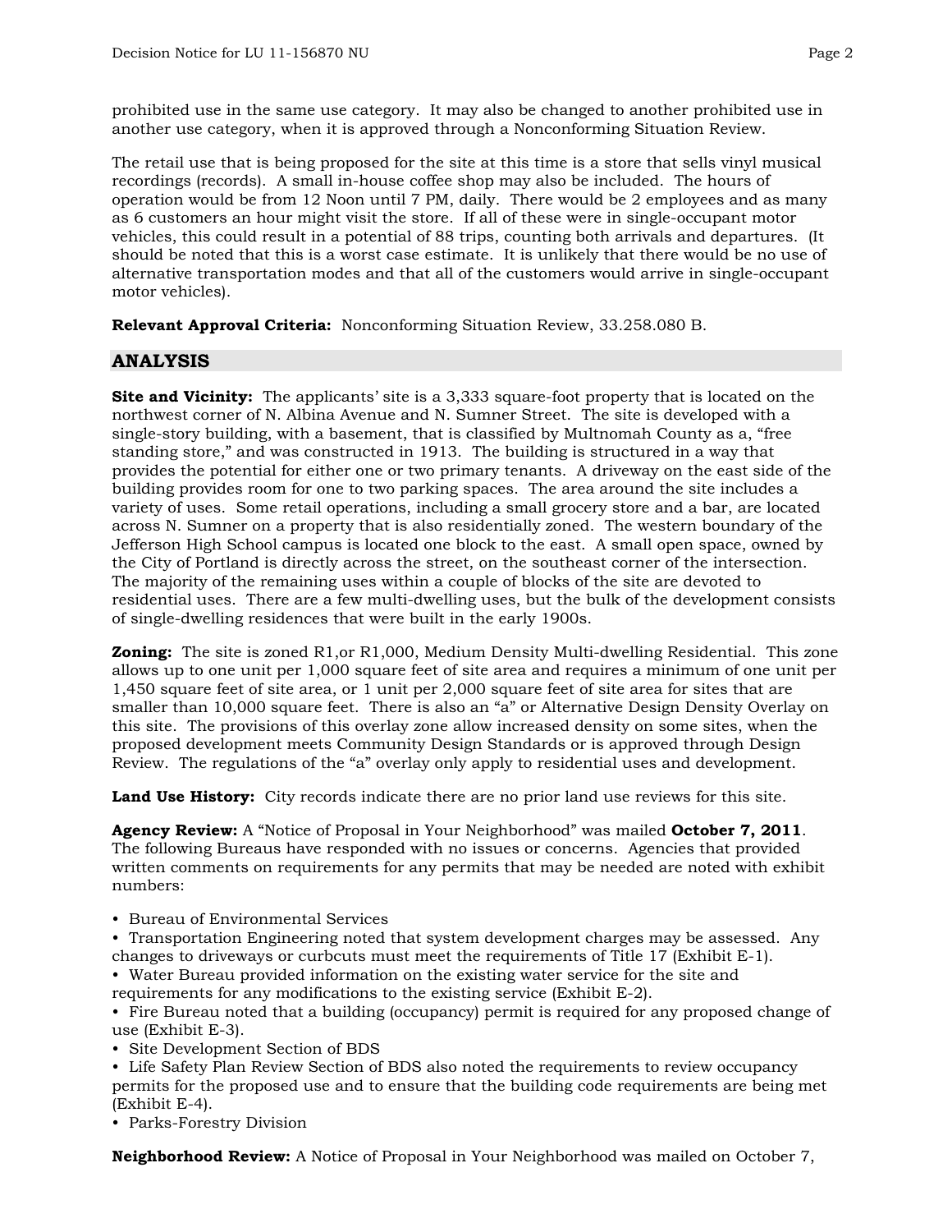prohibited use in the same use category. It may also be changed to another prohibited use in another use category, when it is approved through a Nonconforming Situation Review.

The retail use that is being proposed for the site at this time is a store that sells vinyl musical recordings (records). A small in-house coffee shop may also be included. The hours of operation would be from 12 Noon until 7 PM, daily. There would be 2 employees and as many as 6 customers an hour might visit the store. If all of these were in single-occupant motor vehicles, this could result in a potential of 88 trips, counting both arrivals and departures. (It should be noted that this is a worst case estimate. It is unlikely that there would be no use of alternative transportation modes and that all of the customers would arrive in single-occupant motor vehicles).

**Relevant Approval Criteria:** Nonconforming Situation Review, 33.258.080 B.

## ANALYSIS

**Site and Vicinity:** The applicants' site is a 3,333 square-foot property that is located on the northwest corner of N. Albina Avenue and N. Sumner Street. The site is developed with a single-story building, with a basement, that is classified by Multnomah County as a, "free standing store," and was constructed in 1913. The building is structured in a way that provides the potential for either one or two primary tenants. A driveway on the east side of the building provides room for one to two parking spaces. The area around the site includes a variety of uses. Some retail operations, including a small grocery store and a bar, are located across N. Sumner on a property that is also residentially zoned. The western boundary of the Jefferson High School campus is located one block to the east. A small open space, owned by the City of Portland is directly across the street, on the southeast corner of the intersection. The majority of the remaining uses within a couple of blocks of the site are devoted to residential uses. There are a few multi-dwelling uses, but the bulk of the development consists of single-dwelling residences that were built in the early 1900s.

**Zoning:** The site is zoned R1,or R1,000, Medium Density Multi-dwelling Residential. This zone allows up to one unit per 1,000 square feet of site area and requires a minimum of one unit per 1,450 square feet of site area, or 1 unit per 2,000 square feet of site area for sites that are smaller than 10,000 square feet. There is also an "a" or Alternative Design Density Overlay on this site. The provisions of this overlay zone allow increased density on some sites, when the proposed development meets Community Design Standards or is approved through Design Review. The regulations of the "a" overlay only apply to residential uses and development.

**Land Use History:** City records indicate there are no prior land use reviews for this site.

**Agency Review:** A "Notice of Proposal in Your Neighborhood" was mailed **October 7, 2011**. The following Bureaus have responded with no issues or concerns. Agencies that provided written comments on requirements for any permits that may be needed are noted with exhibit numbers:

- Bureau of Environmental Services
- Transportation Engineering noted that system development charges may be assessed. Any changes to driveways or curbcuts must meet the requirements of Title 17 (Exhibit E-1).
- Water Bureau provided information on the existing water service for the site and requirements for any modifications to the existing service (Exhibit E-2).
- Fire Bureau noted that a building (occupancy) permit is required for any proposed change of use (Exhibit E-3).
- Site Development Section of BDS
- Life Safety Plan Review Section of BDS also noted the requirements to review occupancy permits for the proposed use and to ensure that the building code requirements are being met (Exhibit E-4).
- Parks-Forestry Division

**Neighborhood Review:** A Notice of Proposal in Your Neighborhood was mailed on October 7,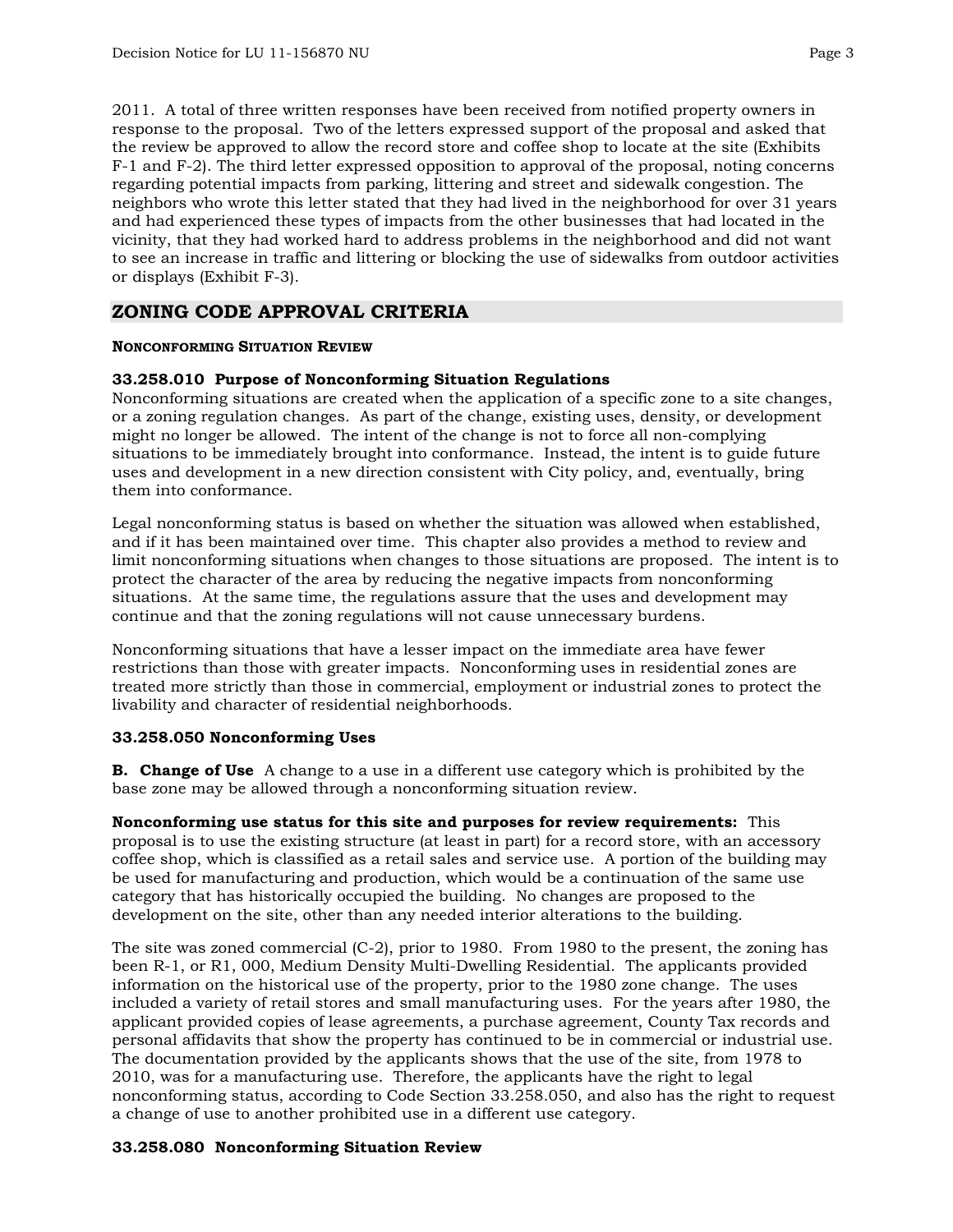2011. A total of three written responses have been received from notified property owners in response to the proposal. Two of the letters expressed support of the proposal and asked that the review be approved to allow the record store and coffee shop to locate at the site (Exhibits F-1 and F-2). The third letter expressed opposition to approval of the proposal, noting concerns regarding potential impacts from parking, littering and street and sidewalk congestion. The neighbors who wrote this letter stated that they had lived in the neighborhood for over 31 years and had experienced these types of impacts from the other businesses that had located in the vicinity, that they had worked hard to address problems in the neighborhood and did not want to see an increase in traffic and littering or blocking the use of sidewalks from outdoor activities or displays (Exhibit F-3).

## ZONING CODE APPROVAL CRITERIA

**NONCONFORMING SITUATION REVIEW**

**33.258.010 Purpose of Nonconforming Situation Regulations**

Nonconforming situations are created when the application of a specific zone to a site changes, or a zoning regulation changes. As part of the change, existing uses, density, or development might no longer be allowed. The intent of the change is not to force all non-complying situations to be immediately brought into conformance. Instead, the intent is to guide future uses and development in a new direction consistent with City policy, and, eventually, bring them into conformance.

Legal nonconforming status is based on whether the situation was allowed when established, and if it has been maintained over time. This chapter also provides a method to review and limit nonconforming situations when changes to those situations are proposed. The intent is to protect the character of the area by reducing the negative impacts from nonconforming situations. At the same time, the regulations assure that the uses and development may continue and that the zoning regulations will not cause unnecessary burdens.

Nonconforming situations that have a lesser impact on the immediate area have fewer restrictions than those with greater impacts. Nonconforming uses in residential zones are treated more strictly than those in commercial, employment or industrial zones to protect the livability and character of residential neighborhoods.

**33.258.050 Nonconforming Uses**

**B. Change of Use** A change to a use in a different use category which is prohibited by the base zone may be allowed through a nonconforming situation review.

**Nonconforming use status for this site and purposes for review requirements:** This proposal is to use the existing structure (at least in part) for a record store, with an accessory coffee shop, which is classified as a retail sales and service use. A portion of the building may be used for manufacturing and production, which would be a continuation of the same use category that has historically occupied the building. No changes are proposed to the development on the site, other than any needed interior alterations to the building.

The site was zoned commercial (C-2), prior to 1980. From 1980 to the present, the zoning has been R-1, or R1, 000, Medium Density Multi-Dwelling Residential. The applicants provided information on the historical use of the property, prior to the 1980 zone change. The uses included a variety of retail stores and small manufacturing uses. For the years after 1980, the applicant provided copies of lease agreements, a purchase agreement, County Tax records and personal affidavits that show the property has continued to be in commercial or industrial use. The documentation provided by the applicants shows that the use of the site, from 1978 to 2010, was for a manufacturing use. Therefore, the applicants have the right to legal nonconforming status, according to Code Section 33.258.050, and also has the right to request a change of use to another prohibited use in a different use category.

**33.258.080 Nonconforming Situation Review**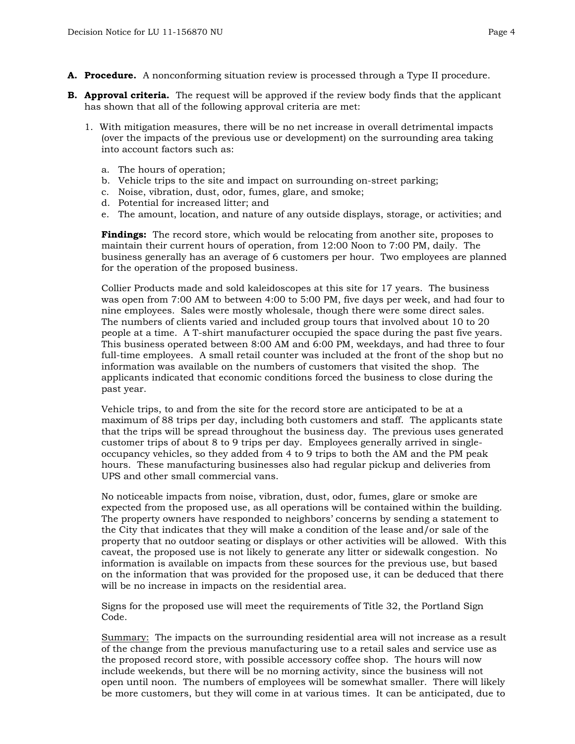**A. Procedure.** A nonconforming situation review is processed through a Type II procedure.

**B. Approval criteria.** The request will be approved if the review body finds that the applicant has shown that all of the following approval criteria are met:

1. With mitigation measures, there will be no net increase in overall detrimental impacts (over the impacts of the previous use or development) on the surrounding area taking into account factors such as:

   a. The hours of operation;
   b. Vehicle trips to the site and impact on surrounding on-street parking;
   c. Noise, vibration, dust, odor, fumes, glare, and smoke;
   d. Potential for increased litter; and
   e. The amount, location, and nature of any outside displays, storage, or activities; and

   **Findings:** The record store, which would be relocating from another site, proposes to maintain their current hours of operation, from 12:00 Noon to 7:00 PM, daily. The business generally has an average of 6 customers per hour. Two employees are planned for the operation of the proposed business.

   Collier Products made and sold kaleidoscopes at this site for 17 years. The business was open from 7:00 AM to between 4:00 to 5:00 PM, five days per week, and had four to nine employees. Sales were mostly wholesale, though there were some direct sales. The numbers of clients varied and included group tours that involved about 10 to 20 people at a time. A T-shirt manufacturer occupied the space during the past five years. This business operated between 8:00 AM and 6:00 PM, weekdays, and had three to four full-time employees. A small retail counter was included at the front of the shop but no information was available on the numbers of customers that visited the shop. The applicants indicated that economic conditions forced the business to close during the past year.

   Vehicle trips, to and from the site for the record store are anticipated to be at a maximum of 88 trips per day, including both customers and staff. The applicants state that the trips will be spread throughout the business day. The previous uses generated customer trips of about 8 to 9 trips per day. Employees generally arrived in single-occupancy vehicles, so they added from 4 to 9 trips to both the AM and the PM peak hours. These manufacturing businesses also had regular pickup and deliveries from UPS and other small commercial vans.

   No noticeable impacts from noise, vibration, dust, odor, fumes, glare or smoke are expected from the proposed use, as all operations will be contained within the building. The property owners have responded to neighbors' concerns by sending a statement to the City that indicates that they will make a condition of the lease and/or sale of the property that no outdoor seating or displays or other activities will be allowed. With this caveat, the proposed use is not likely to generate any litter or sidewalk congestion. No information is available on impacts from these sources for the previous use, but based on the information that was provided for the proposed use, it can be deduced that there will be no increase in impacts on the residential area.

   Signs for the proposed use will meet the requirements of Title 32, the Portland Sign Code.

   Summary: The impacts on the surrounding residential area will not increase as a result of the change from the previous manufacturing use to a retail sales and service use as the proposed record store, with possible accessory coffee shop. The hours will now include weekends, but there will be no morning activity, since the business will not open until noon. The numbers of employees will be somewhat smaller. There will likely be more customers, but they will come in at various times. It can be anticipated, due to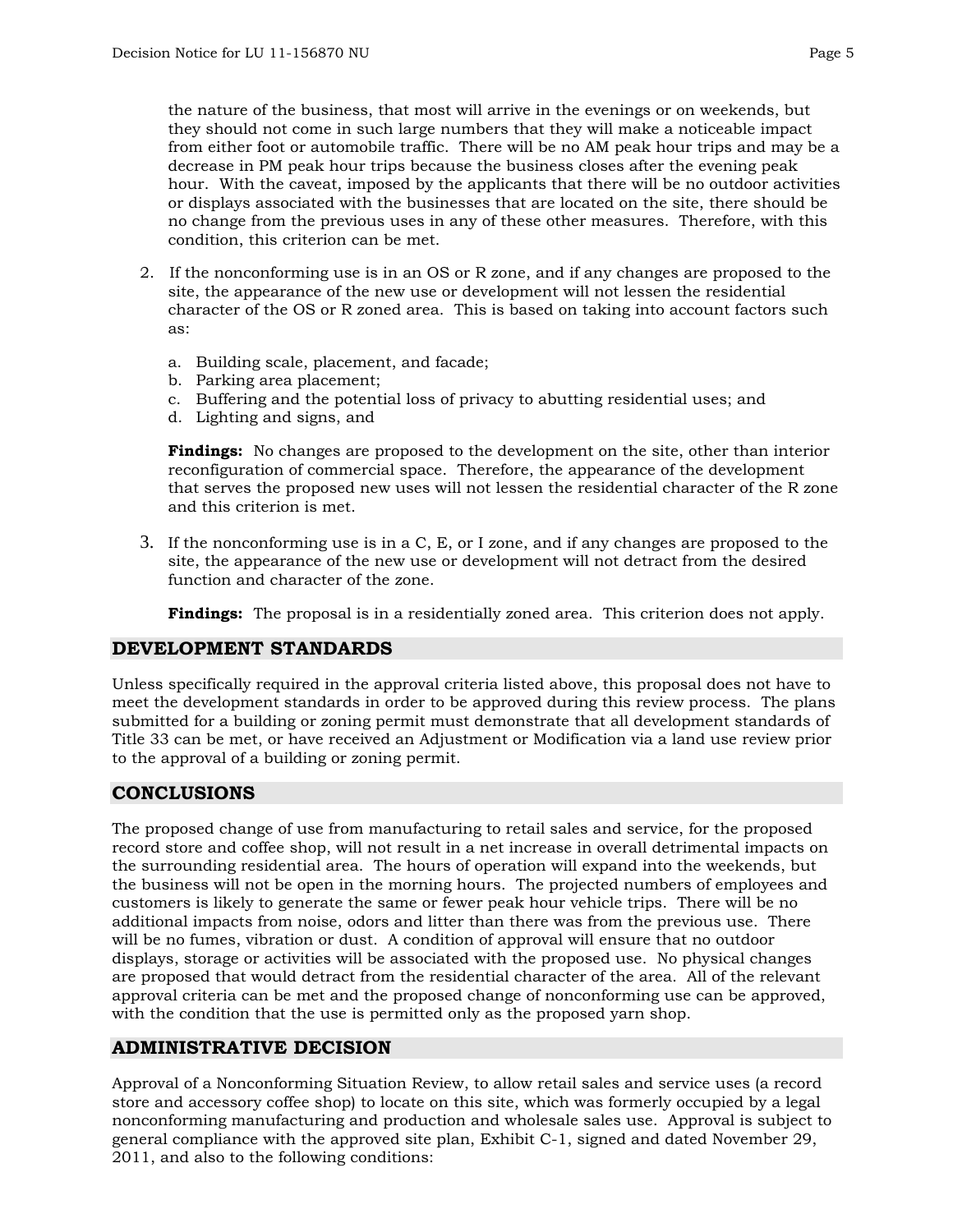the nature of the business, that most will arrive in the evenings or on weekends, but they should not come in such large numbers that they will make a noticeable impact from either foot or automobile traffic. There will be no AM peak hour trips and may be a decrease in PM peak hour trips because the business closes after the evening peak hour. With the caveat, imposed by the applicants that there will be no outdoor activities or displays associated with the businesses that are located on the site, there should be no change from the previous uses in any of these other measures. Therefore, with this condition, this criterion can be met.

2. If the nonconforming use is in an OS or R zone, and if any changes are proposed to the site, the appearance of the new use or development will not lessen the residential character of the OS or R zoned area. This is based on taking into account factors such as:

   a. Building scale, placement, and facade;
   b. Parking area placement;
   c. Buffering and the potential loss of privacy to abutting residential uses; and
   d. Lighting and signs, and

   **Findings:** No changes are proposed to the development on the site, other than interior reconfiguration of commercial space. Therefore, the appearance of the development that serves the proposed new uses will not lessen the residential character of the R zone and this criterion is met.

3. If the nonconforming use is in a C, E, or I zone, and if any changes are proposed to the site, the appearance of the new use or development will not detract from the desired function and character of the zone.

   **Findings:** The proposal is in a residentially zoned area. This criterion does not apply.

## DEVELOPMENT STANDARDS

Unless specifically required in the approval criteria listed above, this proposal does not have to meet the development standards in order to be approved during this review process. The plans submitted for a building or zoning permit must demonstrate that all development standards of Title 33 can be met, or have received an Adjustment or Modification via a land use review prior to the approval of a building or zoning permit.

## CONCLUSIONS

The proposed change of use from manufacturing to retail sales and service, for the proposed record store and coffee shop, will not result in a net increase in overall detrimental impacts on the surrounding residential area. The hours of operation will expand into the weekends, but the business will not be open in the morning hours. The projected numbers of employees and customers is likely to generate the same or fewer peak hour vehicle trips. There will be no additional impacts from noise, odors and litter than there was from the previous use. There will be no fumes, vibration or dust. A condition of approval will ensure that no outdoor displays, storage or activities will be associated with the proposed use. No physical changes are proposed that would detract from the residential character of the area. All of the relevant approval criteria can be met and the proposed change of nonconforming use can be approved, with the condition that the use is permitted only as the proposed yarn shop.

## ADMINISTRATIVE DECISION

Approval of a Nonconforming Situation Review, to allow retail sales and service uses (a record store and accessory coffee shop) to locate on this site, which was formerly occupied by a legal nonconforming manufacturing and production and wholesale sales use. Approval is subject to general compliance with the approved site plan, Exhibit C-1, signed and dated November 29, 2011, and also to the following conditions: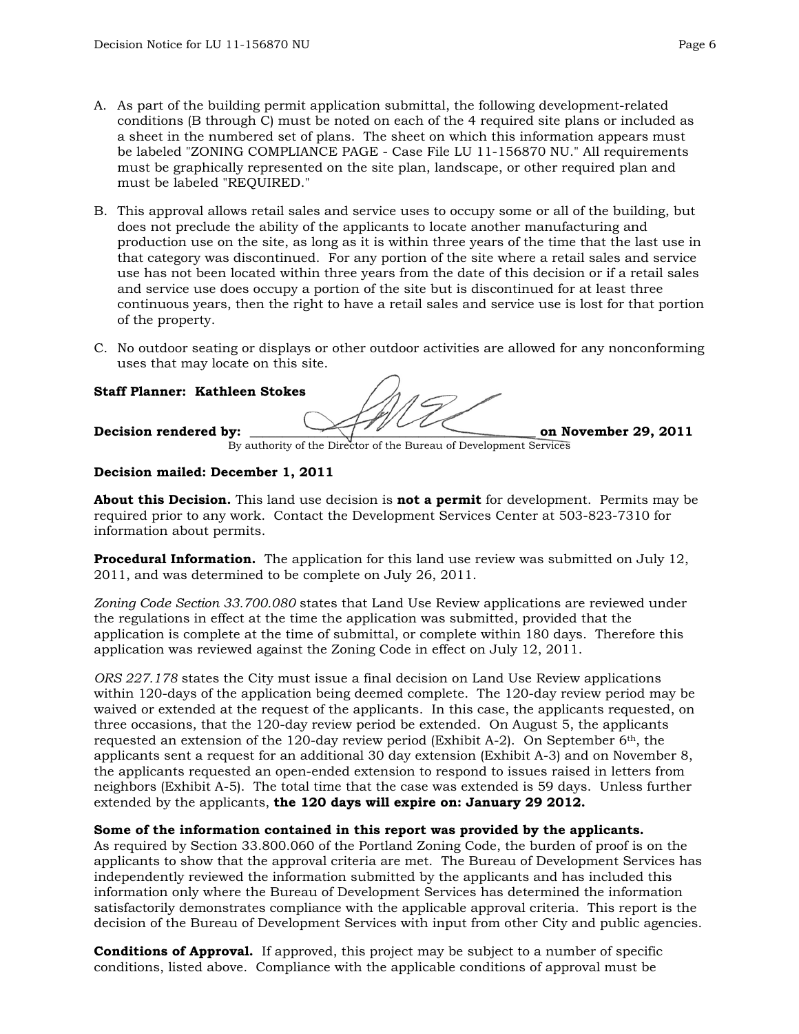A. As part of the building permit application submittal, the following development-related conditions (B through C) must be noted on each of the 4 required site plans or included as a sheet in the numbered set of plans. The sheet on which this information appears must be labeled "ZONING COMPLIANCE PAGE - Case File LU 11-156870 NU." All requirements must be graphically represented on the site plan, landscape, or other required plan and must be labeled "REQUIRED."

B. This approval allows retail sales and service uses to occupy some or all of the building, but does not preclude the ability of the applicants to locate another manufacturing and production use on the site, as long as it is within three years of the time that the last use in that category was discontinued. For any portion of the site where a retail sales and service use has not been located within three years from the date of this decision or if a retail sales and service use does occupy a portion of the site but is discontinued for at least three continuous years, then the right to have a retail sales and service use is lost for that portion of the property.

C. No outdoor seating or displays or other outdoor activities are allowed for any nonconforming uses that may locate on this site.

**Staff Planner: Kathleen Stokes**

**Decision rendered by:** ______________________________ **on November 29, 2011**
By authority of the Director of the Bureau of Development Services

**Decision mailed: December 1, 2011**

**About this Decision.** This land use decision is **not a permit** for development. Permits may be required prior to any work. Contact the Development Services Center at 503-823-7310 for information about permits.

**Procedural Information.** The application for this land use review was submitted on July 12, 2011, and was determined to be complete on July 26, 2011.

*Zoning Code Section 33.700.080* states that Land Use Review applications are reviewed under the regulations in effect at the time the application was submitted, provided that the application is complete at the time of submittal, or complete within 180 days. Therefore this application was reviewed against the Zoning Code in effect on July 12, 2011.

*ORS 227.178* states the City must issue a final decision on Land Use Review applications within 120-days of the application being deemed complete. The 120-day review period may be waived or extended at the request of the applicants. In this case, the applicants requested, on three occasions, that the 120-day review period be extended. On August 5, the applicants requested an extension of the 120-day review period (Exhibit A-2). On September 6th, the applicants sent a request for an additional 30 day extension (Exhibit A-3) and on November 8, the applicants requested an open-ended extension to respond to issues raised in letters from neighbors (Exhibit A-5). The total time that the case was extended is 59 days. Unless further extended by the applicants, **the 120 days will expire on: January 29 2012.**

**Some of the information contained in this report was provided by the applicants.**
As required by Section 33.800.060 of the Portland Zoning Code, the burden of proof is on the applicants to show that the approval criteria are met. The Bureau of Development Services has independently reviewed the information submitted by the applicants and has included this information only where the Bureau of Development Services has determined the information satisfactorily demonstrates compliance with the applicable approval criteria. This report is the decision of the Bureau of Development Services with input from other City and public agencies.

**Conditions of Approval.** If approved, this project may be subject to a number of specific conditions, listed above. Compliance with the applicable conditions of approval must be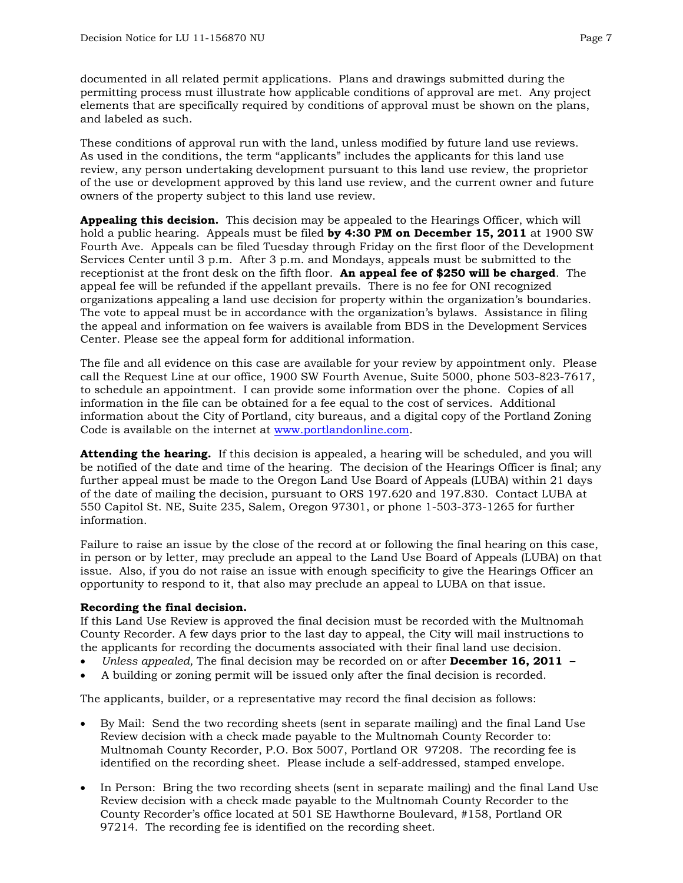documented in all related permit applications. Plans and drawings submitted during the permitting process must illustrate how applicable conditions of approval are met. Any project elements that are specifically required by conditions of approval must be shown on the plans, and labeled as such.

These conditions of approval run with the land, unless modified by future land use reviews. As used in the conditions, the term "applicants" includes the applicants for this land use review, any person undertaking development pursuant to this land use review, the proprietor of the use or development approved by this land use review, and the current owner and future owners of the property subject to this land use review.

**Appealing this decision.** This decision may be appealed to the Hearings Officer, which will hold a public hearing. Appeals must be filed **by 4:30 PM on December 15, 2011** at 1900 SW Fourth Ave. Appeals can be filed Tuesday through Friday on the first floor of the Development Services Center until 3 p.m. After 3 p.m. and Mondays, appeals must be submitted to the receptionist at the front desk on the fifth floor. **An appeal fee of $250 will be charged**. The appeal fee will be refunded if the appellant prevails. There is no fee for ONI recognized organizations appealing a land use decision for property within the organization's boundaries. The vote to appeal must be in accordance with the organization's bylaws. Assistance in filing the appeal and information on fee waivers is available from BDS in the Development Services Center. Please see the appeal form for additional information.

The file and all evidence on this case are available for your review by appointment only. Please call the Request Line at our office, 1900 SW Fourth Avenue, Suite 5000, phone 503-823-7617, to schedule an appointment. I can provide some information over the phone. Copies of all information in the file can be obtained for a fee equal to the cost of services. Additional information about the City of Portland, city bureaus, and a digital copy of the Portland Zoning Code is available on the internet at [www.portlandonline.com](http://www.portlandonline.com).

**Attending the hearing.** If this decision is appealed, a hearing will be scheduled, and you will be notified of the date and time of the hearing. The decision of the Hearings Officer is final; any further appeal must be made to the Oregon Land Use Board of Appeals (LUBA) within 21 days of the date of mailing the decision, pursuant to ORS 197.620 and 197.830. Contact LUBA at 550 Capitol St. NE, Suite 235, Salem, Oregon 97301, or phone 1-503-373-1265 for further information.

Failure to raise an issue by the close of the record at or following the final hearing on this case, in person or by letter, may preclude an appeal to the Land Use Board of Appeals (LUBA) on that issue. Also, if you do not raise an issue with enough specificity to give the Hearings Officer an opportunity to respond to it, that also may preclude an appeal to LUBA on that issue.

**Recording the final decision.**
If this Land Use Review is approved the final decision must be recorded with the Multnomah County Recorder. A few days prior to the last day to appeal, the City will mail instructions to the applicants for recording the documents associated with their final land use decision.

- *Unless appealed,* The final decision may be recorded on or after **December 16, 2011 –**
- A building or zoning permit will be issued only after the final decision is recorded.

The applicants, builder, or a representative may record the final decision as follows:

- By Mail: Send the two recording sheets (sent in separate mailing) and the final Land Use Review decision with a check made payable to the Multnomah County Recorder to: Multnomah County Recorder, P.O. Box 5007, Portland OR 97208. The recording fee is identified on the recording sheet. Please include a self-addressed, stamped envelope.

- In Person: Bring the two recording sheets (sent in separate mailing) and the final Land Use Review decision with a check made payable to the Multnomah County Recorder to the County Recorder's office located at 501 SE Hawthorne Boulevard, #158, Portland OR 97214. The recording fee is identified on the recording sheet.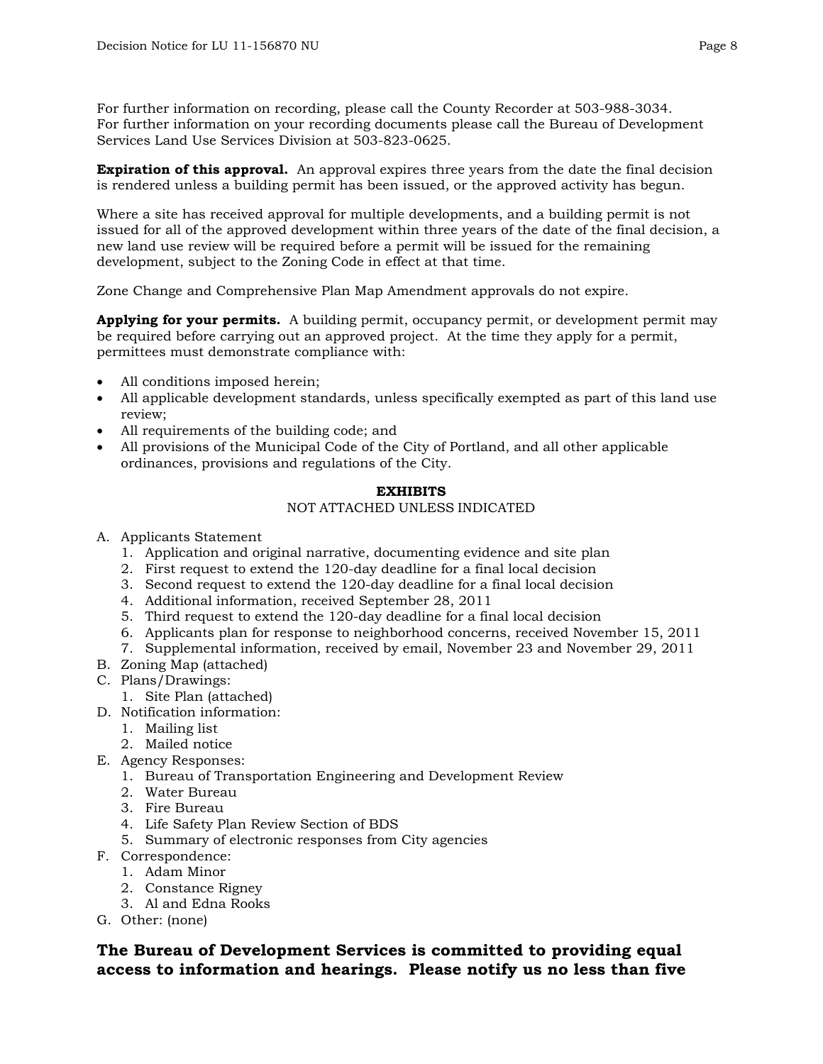For further information on recording, please call the County Recorder at 503-988-3034.
For further information on your recording documents please call the Bureau of Development Services Land Use Services Division at 503-823-0625.

**Expiration of this approval.** An approval expires three years from the date the final decision is rendered unless a building permit has been issued, or the approved activity has begun.

Where a site has received approval for multiple developments, and a building permit is not issued for all of the approved development within three years of the date of the final decision, a new land use review will be required before a permit will be issued for the remaining development, subject to the Zoning Code in effect at that time.

Zone Change and Comprehensive Plan Map Amendment approvals do not expire.

**Applying for your permits.** A building permit, occupancy permit, or development permit may be required before carrying out an approved project. At the time they apply for a permit, permittees must demonstrate compliance with:

- All conditions imposed herein;
- All applicable development standards, unless specifically exempted as part of this land use review;
- All requirements of the building code; and
- All provisions of the Municipal Code of the City of Portland, and all other applicable ordinances, provisions and regulations of the City.

**EXHIBITS**

NOT ATTACHED UNLESS INDICATED

A. Applicants Statement
   1. Application and original narrative, documenting evidence and site plan
   2. First request to extend the 120-day deadline for a final local decision
   3. Second request to extend the 120-day deadline for a final local decision
   4. Additional information, received September 28, 2011
   5. Third request to extend the 120-day deadline for a final local decision
   6. Applicants plan for response to neighborhood concerns, received November 15, 2011
   7. Supplemental information, received by email, November 23 and November 29, 2011
B. Zoning Map (attached)
C. Plans/Drawings:
   1. Site Plan (attached)
D. Notification information:
   1. Mailing list
   2. Mailed notice
E. Agency Responses:
   1. Bureau of Transportation Engineering and Development Review
   2. Water Bureau
   3. Fire Bureau
   4. Life Safety Plan Review Section of BDS
   5. Summary of electronic responses from City agencies
F. Correspondence:
   1. Adam Minor
   2. Constance Rigney
   3. Al and Edna Rooks
G. Other: (none)

**The Bureau of Development Services is committed to providing equal access to information and hearings. Please notify us no less than five**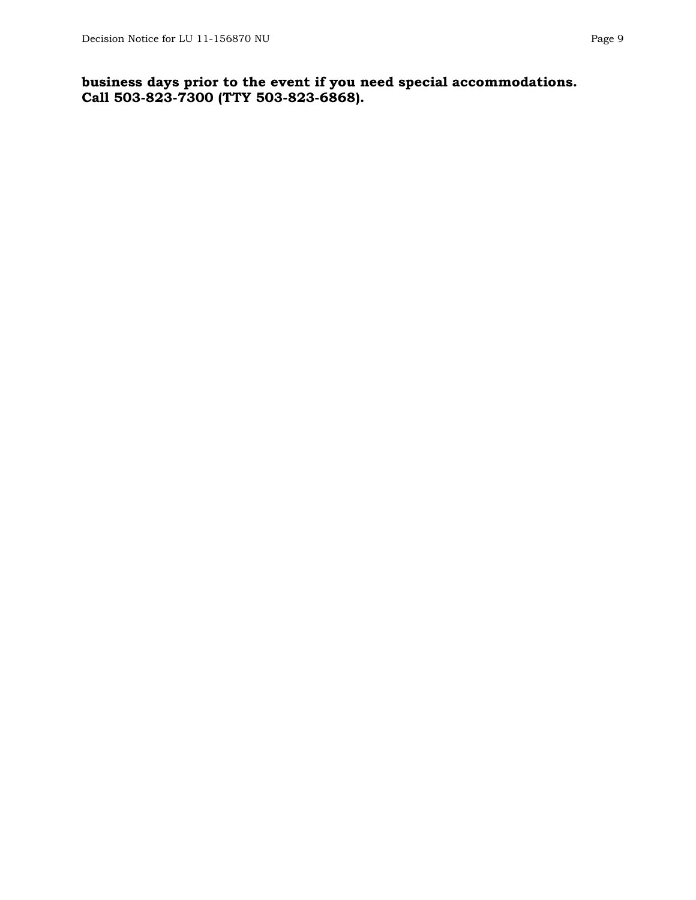**business days prior to the event if you need special accommodations. Call 503-823-7300 (TTY 503-823-6868).**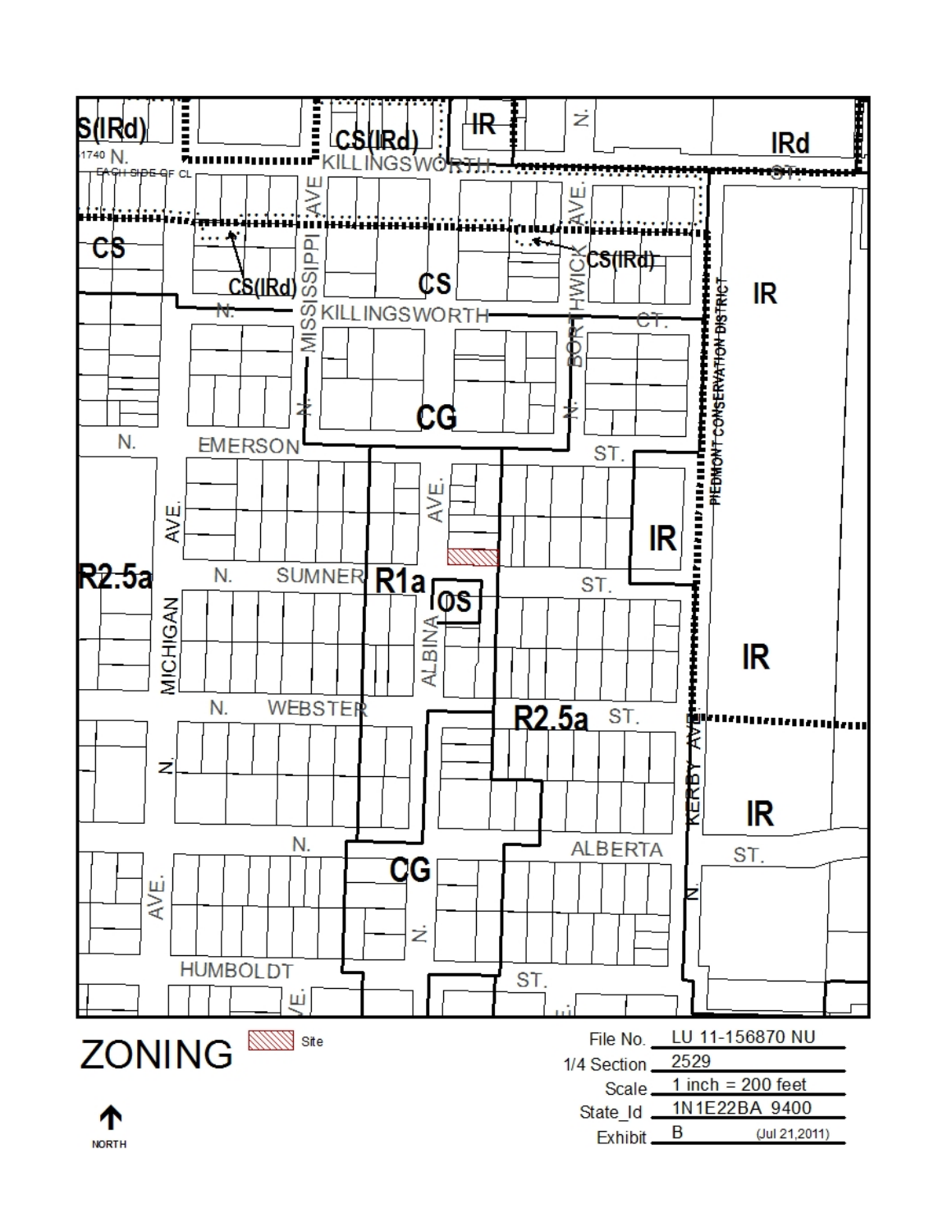# ZONING

Site

NORTH

| | |
|---|---|
| File No. | LU 11-156870 NU |
| 1/4 Section | 2529 |
| Scale | 1 inch = 200 feet |
| State_Id | 1N1E22BA 9400 |
| Exhibit | B (Jul 21,2011) |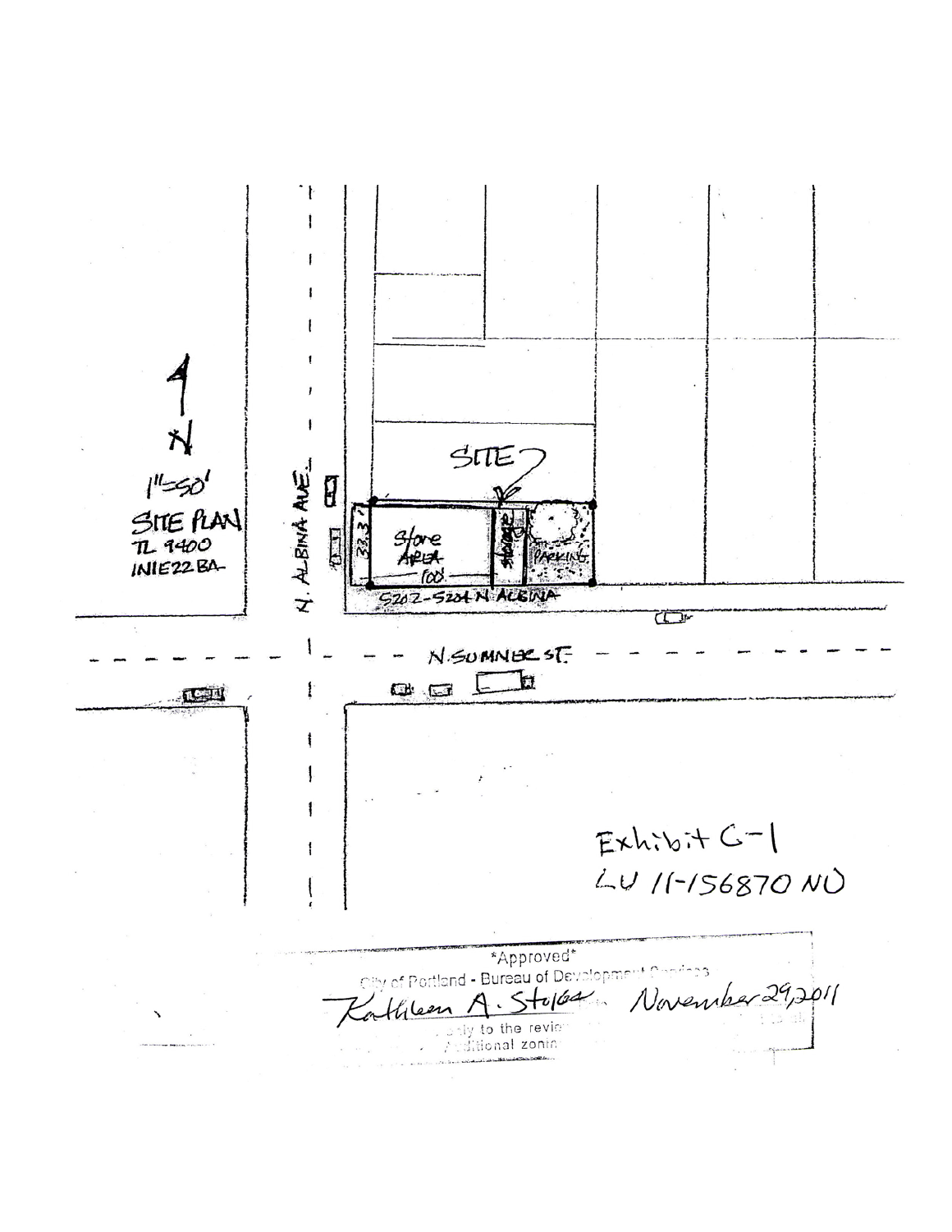N

1"=50'

SITE PLAN

TL 9400

1N1E22BA

N. ALBINA AVE.

SITE

33.3'

Store AREA

100'

Storage

PARKING

5202-5204 N ALBINA

N. SUMNER ST.

Exhibit C-1

LU 11-156870 NU

\*Approved\*

City of Portland - Bureau of Development Services

Kathleen A. Stokes November 29, 2011

...ply to the revie...

...dditional zonin...